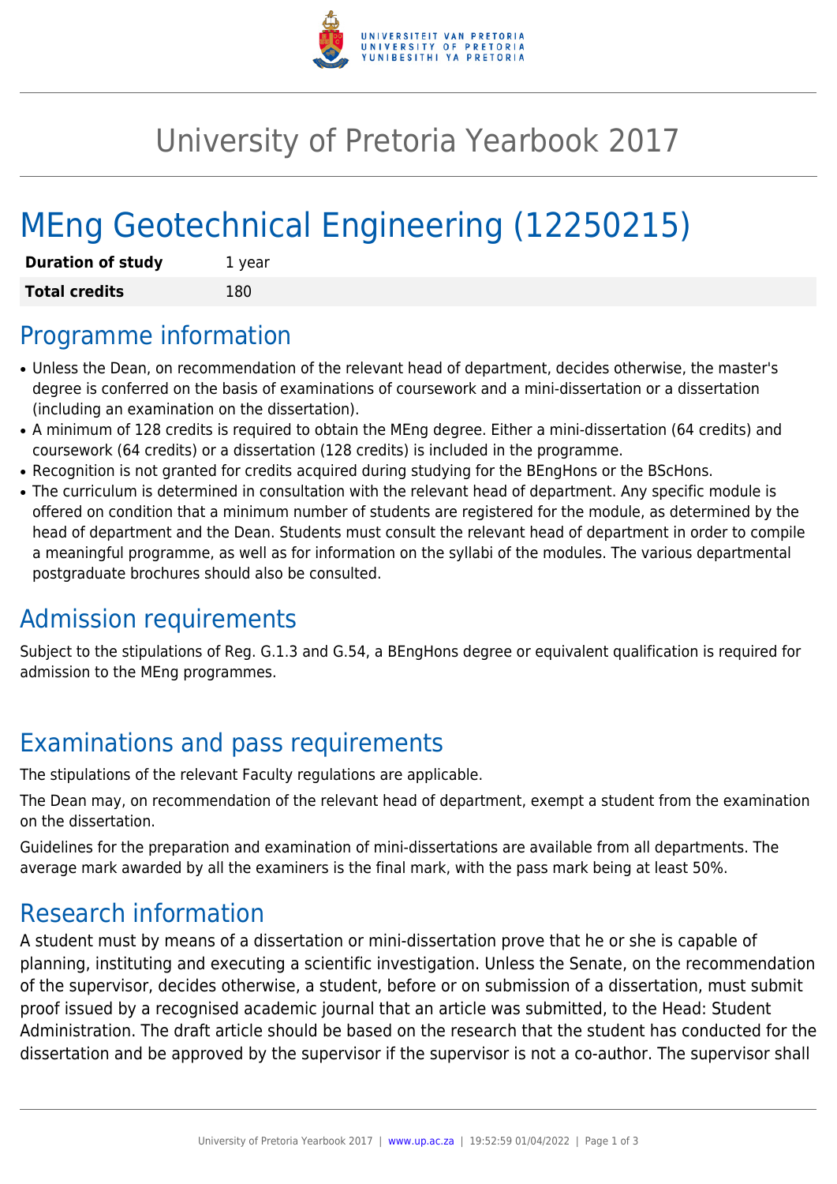# University of Pretoria Yearbook 2017

# MEng Geotechnical Engineering (12250215)

| **Duration of study** | 1 year |
|---|---|
| **Total credits** | 180 |

## Programme information

- Unless the Dean, on recommendation of the relevant head of department, decides otherwise, the master's degree is conferred on the basis of examinations of coursework and a mini-dissertation or a dissertation (including an examination on the dissertation).
- A minimum of 128 credits is required to obtain the MEng degree. Either a mini-dissertation (64 credits) and coursework (64 credits) or a dissertation (128 credits) is included in the programme.
- Recognition is not granted for credits acquired during studying for the BEngHons or the BScHons.
- The curriculum is determined in consultation with the relevant head of department. Any specific module is offered on condition that a minimum number of students are registered for the module, as determined by the head of department and the Dean. Students must consult the relevant head of department in order to compile a meaningful programme, as well as for information on the syllabi of the modules. The various departmental postgraduate brochures should also be consulted.

## Admission requirements

Subject to the stipulations of Reg. G.1.3 and G.54, a BEngHons degree or equivalent qualification is required for admission to the MEng programmes.

## Examinations and pass requirements

The stipulations of the relevant Faculty regulations are applicable.

The Dean may, on recommendation of the relevant head of department, exempt a student from the examination on the dissertation.

Guidelines for the preparation and examination of mini-dissertations are available from all departments. The average mark awarded by all the examiners is the final mark, with the pass mark being at least 50%.

## Research information

A student must by means of a dissertation or mini-dissertation prove that he or she is capable of planning, instituting and executing a scientific investigation. Unless the Senate, on the recommendation of the supervisor, decides otherwise, a student, before or on submission of a dissertation, must submit proof issued by a recognised academic journal that an article was submitted, to the Head: Student Administration. The draft article should be based on the research that the student has conducted for the dissertation and be approved by the supervisor if the supervisor is not a co-author. The supervisor shall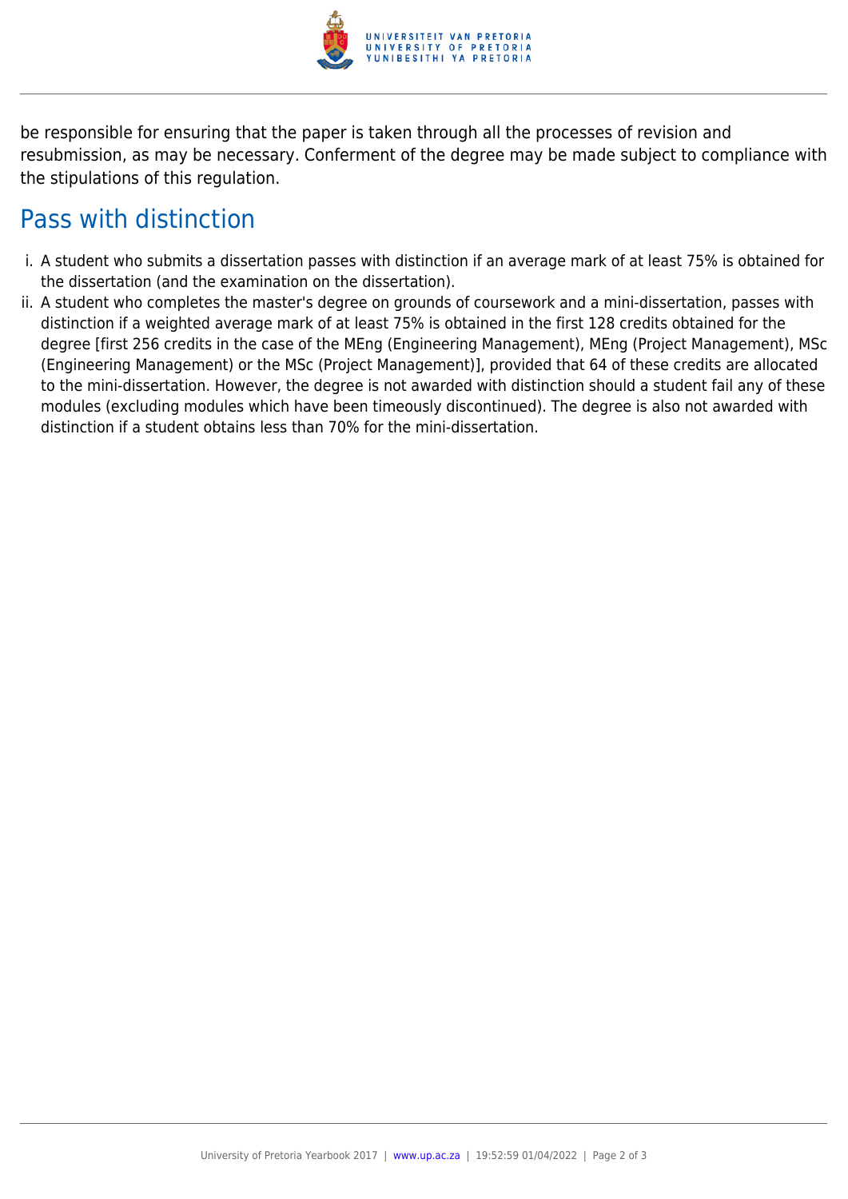be responsible for ensuring that the paper is taken through all the processes of revision and resubmission, as may be necessary. Conferment of the degree may be made subject to compliance with the stipulations of this regulation.

## Pass with distinction

i. A student who submits a dissertation passes with distinction if an average mark of at least 75% is obtained for the dissertation (and the examination on the dissertation).

ii. A student who completes the master's degree on grounds of coursework and a mini-dissertation, passes with distinction if a weighted average mark of at least 75% is obtained in the first 128 credits obtained for the degree [first 256 credits in the case of the MEng (Engineering Management), MEng (Project Management), MSc (Engineering Management) or the MSc (Project Management)], provided that 64 of these credits are allocated to the mini-dissertation. However, the degree is not awarded with distinction should a student fail any of these modules (excluding modules which have been timeously discontinued). The degree is also not awarded with distinction if a student obtains less than 70% for the mini-dissertation.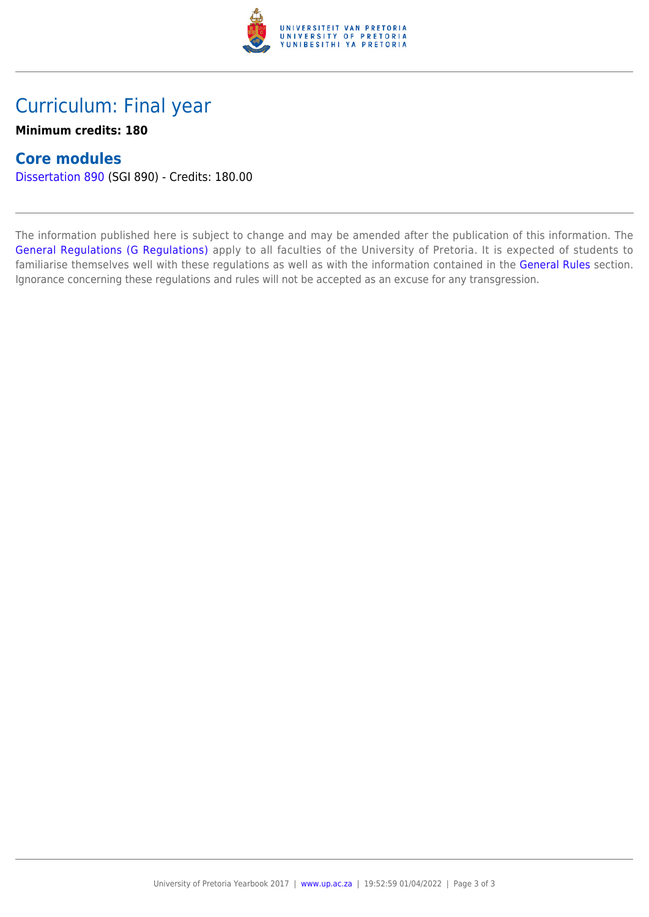## Curriculum: Final year

**Minimum credits: 180**

### Core modules

Dissertation 890 (SGI 890) - Credits: 180.00

The information published here is subject to change and may be amended after the publication of this information. The General Regulations (G Regulations) apply to all faculties of the University of Pretoria. It is expected of students to familiarise themselves well with these regulations as well as with the information contained in the General Rules section. Ignorance concerning these regulations and rules will not be accepted as an excuse for any transgression.